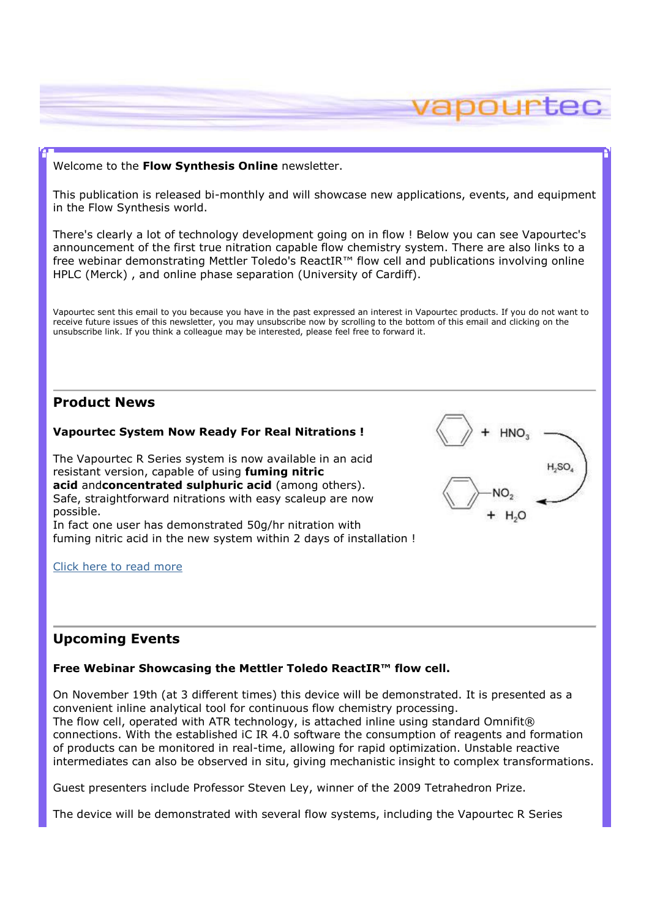Welcome to the **Flow Synthesis Online** newsletter.

This publication is released bi-monthly and will showcase new applications, events, and equipment in the Flow Synthesis world.

There's clearly a lot of technology development going on in flow ! Below you can see Vapourtec's announcement of the first true nitration capable flow chemistry system. There are also links to a free webinar demonstrating Mettler Toledo's ReactIR™ flow cell and publications involving online HPLC (Merck) , and online phase separation (University of Cardiff).

Vapourtec sent this email to you because you have in the past expressed an interest in Vapourtec products. If you do not want to receive future issues of this newsletter, you may unsubscribe now by scrolling to the bottom of this email and clicking on the unsubscribe link. If you think a colleague may be interested, please feel free to forward it.

## Product News

### Vapourtec System Now Ready For Real Nitrations !

The Vapourtec R Series system is now available in an acid resistant version, capable of using **fuming nitric acid** and**concentrated sulphuric acid** (among others). Safe, straightforward nitrations with easy scaleup are now possible.
In fact one user has demonstrated 50g/hr nitration with fuming nitric acid in the new system within 2 days of installation !

Click here to read more

## Upcoming Events

### Free Webinar Showcasing the Mettler Toledo ReactIR™ flow cell.

On November 19th (at 3 different times) this device will be demonstrated. It is presented as a convenient inline analytical tool for continuous flow chemistry processing.
The flow cell, operated with ATR technology, is attached inline using standard Omnifit® connections. With the established iC IR 4.0 software the consumption of reagents and formation of products can be monitored in real-time, allowing for rapid optimization. Unstable reactive intermediates can also be observed in situ, giving mechanistic insight to complex transformations.

Guest presenters include Professor Steven Ley, winner of the 2009 Tetrahedron Prize.

The device will be demonstrated with several flow systems, including the Vapourtec R Series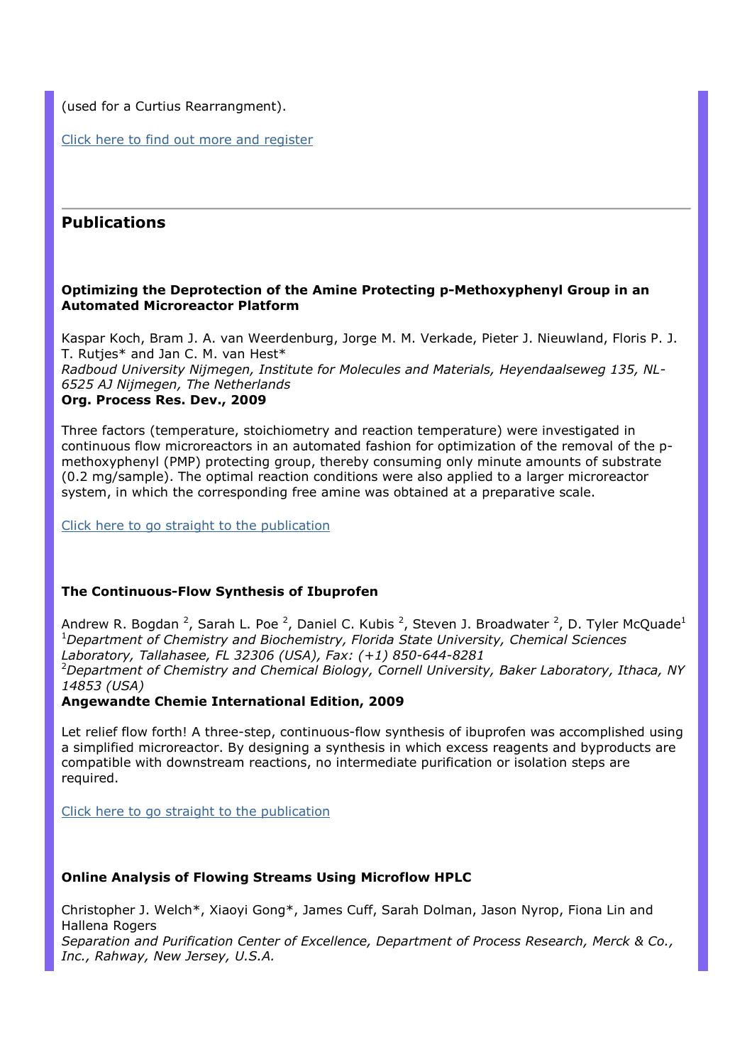(used for a Curtius Rearrangment).

Click here to find out more and register

---

## Publications

**Optimizing the Deprotection of the Amine Protecting p-Methoxyphenyl Group in an Automated Microreactor Platform**

Kaspar Koch, Bram J. A. van Weerdenburg, Jorge M. M. Verkade, Pieter J. Nieuwland, Floris P. J. T. Rutjes* and Jan C. M. van Hest*
*Radboud University Nijmegen, Institute for Molecules and Materials, Heyendaalseweg 135, NL-6525 AJ Nijmegen, The Netherlands*
**Org. Process Res. Dev., 2009**

Three factors (temperature, stoichiometry and reaction temperature) were investigated in continuous flow microreactors in an automated fashion for optimization of the removal of the p-methoxyphenyl (PMP) protecting group, thereby consuming only minute amounts of substrate (0.2 mg/sample). The optimal reaction conditions were also applied to a larger microreactor system, in which the corresponding free amine was obtained at a preparative scale.

Click here to go straight to the publication

**The Continuous-Flow Synthesis of Ibuprofen**

Andrew R. Bogdan [2], Sarah L. Poe [2], Daniel C. Kubis [2], Steven J. Broadwater [2], D. Tyler McQuade[1]
[1]*Department of Chemistry and Biochemistry, Florida State University, Chemical Sciences Laboratory, Tallahasee, FL 32306 (USA), Fax: (+1) 850-644-8281*
[2]*Department of Chemistry and Chemical Biology, Cornell University, Baker Laboratory, Ithaca, NY 14853 (USA)*
**Angewandte Chemie International Edition, 2009**

Let relief flow forth! A three-step, continuous-flow synthesis of ibuprofen was accomplished using a simplified microreactor. By designing a synthesis in which excess reagents and byproducts are compatible with downstream reactions, no intermediate purification or isolation steps are required.

Click here to go straight to the publication

**Online Analysis of Flowing Streams Using Microflow HPLC**

Christopher J. Welch*, Xiaoyi Gong*, James Cuff, Sarah Dolman, Jason Nyrop, Fiona Lin and Hallena Rogers
*Separation and Purification Center of Excellence, Department of Process Research, Merck & Co., Inc., Rahway, New Jersey, U.S.A.*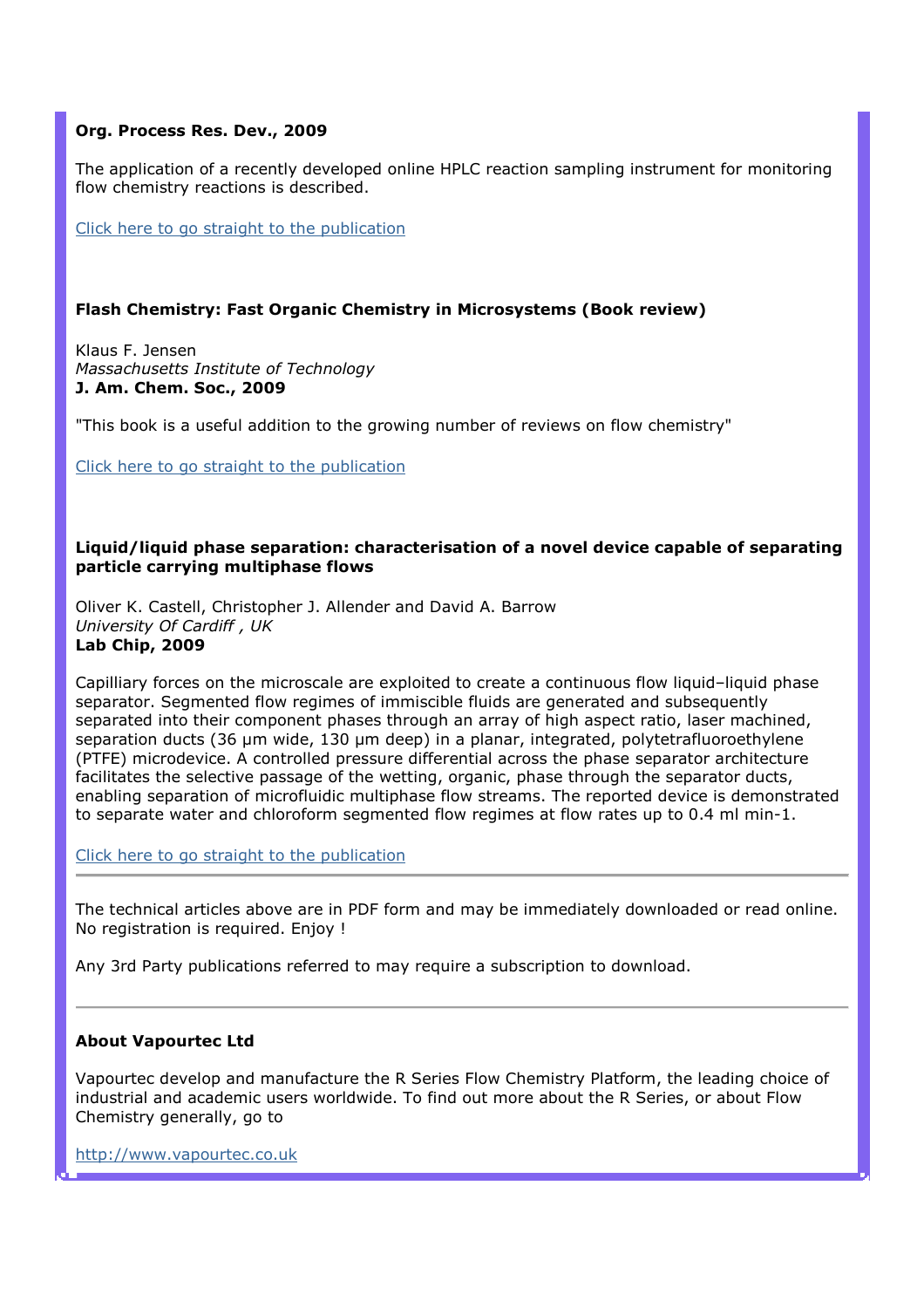**Org. Process Res. Dev., 2009**

The application of a recently developed online HPLC reaction sampling instrument for monitoring flow chemistry reactions is described.

Click here to go straight to the publication

**Flash Chemistry: Fast Organic Chemistry in Microsystems (Book review)**

Klaus F. Jensen
*Massachusetts Institute of Technology*
**J. Am. Chem. Soc., 2009**

"This book is a useful addition to the growing number of reviews on flow chemistry"

Click here to go straight to the publication

**Liquid/liquid phase separation: characterisation of a novel device capable of separating particle carrying multiphase flows**

Oliver K. Castell, Christopher J. Allender and David A. Barrow
*University Of Cardiff , UK*
**Lab Chip, 2009**

Capillary forces on the microscale are exploited to create a continuous flow liquid–liquid phase separator. Segmented flow regimes of immiscible fluids are generated and subsequently separated into their component phases through an array of high aspect ratio, laser machined, separation ducts (36 μm wide, 130 μm deep) in a planar, integrated, polytetrafluoroethylene (PTFE) microdevice. A controlled pressure differential across the phase separator architecture facilitates the selective passage of the wetting, organic, phase through the separator ducts, enabling separation of microfluidic multiphase flow streams. The reported device is demonstrated to separate water and chloroform segmented flow regimes at flow rates up to 0.4 ml min-1.

Click here to go straight to the publication

---

The technical articles above are in PDF form and may be immediately downloaded or read online. No registration is required. Enjoy !

Any 3rd Party publications referred to may require a subscription to download.

---

**About Vapourtec Ltd**

Vapourtec develop and manufacture the R Series Flow Chemistry Platform, the leading choice of industrial and academic users worldwide. To find out more about the R Series, or about Flow Chemistry generally, go to

http://www.vapourtec.co.uk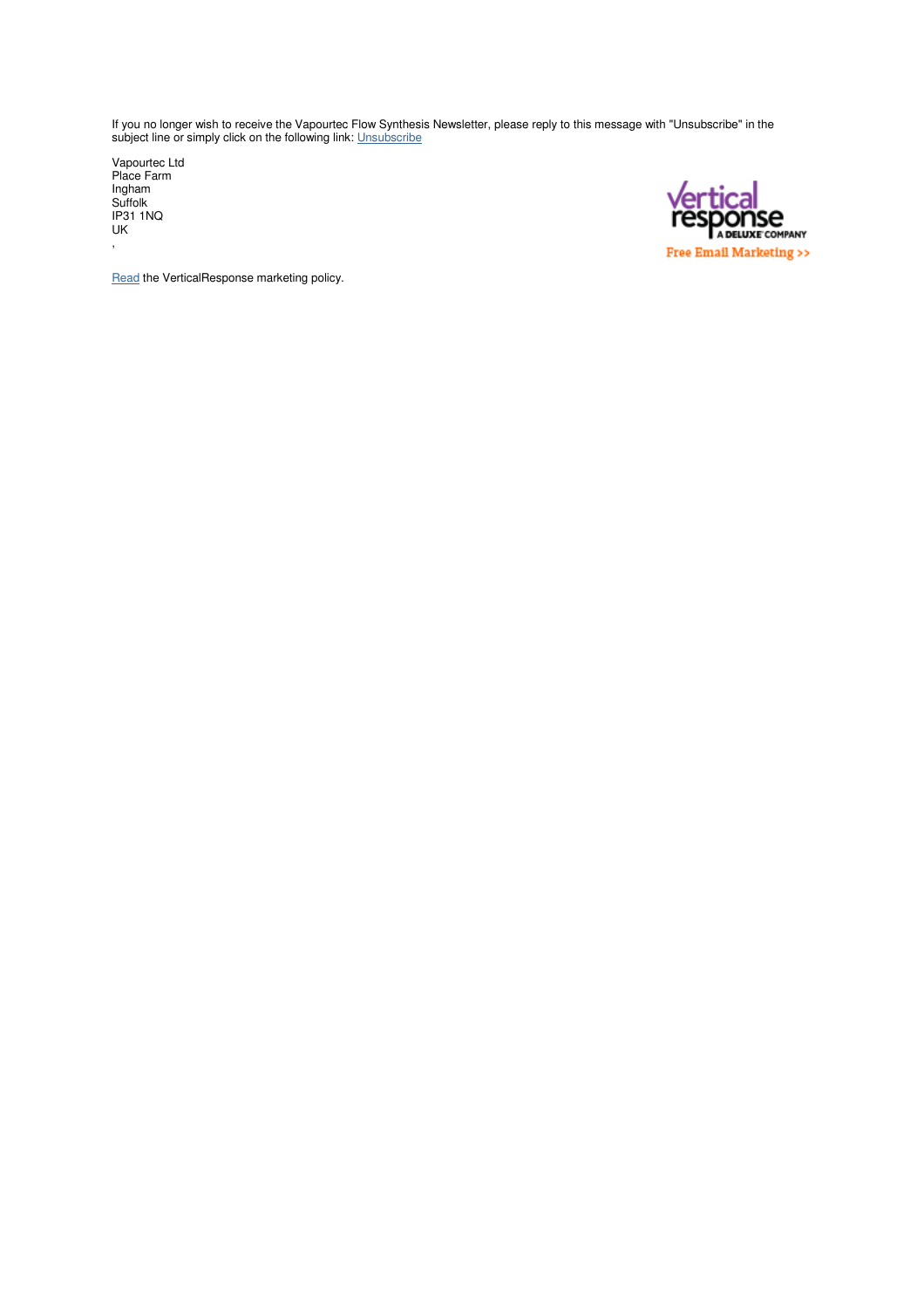If you no longer wish to receive the Vapourtec Flow Synthesis Newsletter, please reply to this message with "Unsubscribe" in the subject line or simply click on the following link: Unsubscribe

Vapourtec Ltd
Place Farm
Ingham
Suffolk
IP31 1NQ
UK
,

Vertical response A DELUXE COMPANY
Free Email Marketing >>

Read the VerticalResponse marketing policy.